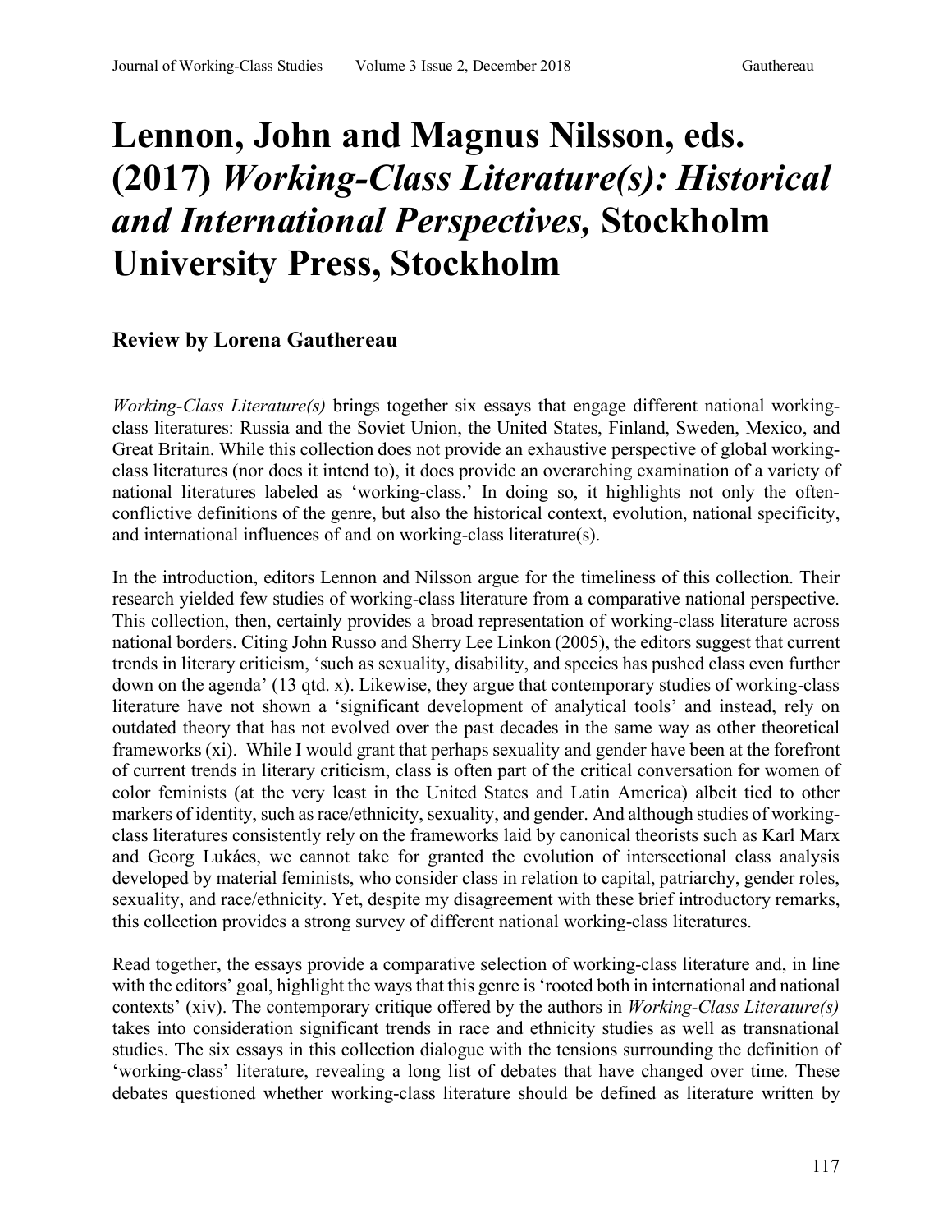# Lennon, John and Magnus Nilsson, eds. (2017) *Working-Class Literature(s): Historical and International Perspectives,* Stockholm University Press, Stockholm

### Review by Lorena Gauthereau

*Working-Class Literature(s)* brings together six essays that engage different national working-class literatures: Russia and the Soviet Union, the United States, Finland, Sweden, Mexico, and Great Britain. While this collection does not provide an exhaustive perspective of global working-class literatures (nor does it intend to), it does provide an overarching examination of a variety of national literatures labeled as 'working-class.' In doing so, it highlights not only the often-conflictive definitions of the genre, but also the historical context, evolution, national specificity, and international influences of and on working-class literature(s).

In the introduction, editors Lennon and Nilsson argue for the timeliness of this collection. Their research yielded few studies of working-class literature from a comparative national perspective. This collection, then, certainly provides a broad representation of working-class literature across national borders. Citing John Russo and Sherry Lee Linkon (2005), the editors suggest that current trends in literary criticism, 'such as sexuality, disability, and species has pushed class even further down on the agenda' (13 qtd. x). Likewise, they argue that contemporary studies of working-class literature have not shown a 'significant development of analytical tools' and instead, rely on outdated theory that has not evolved over the past decades in the same way as other theoretical frameworks (xi). While I would grant that perhaps sexuality and gender have been at the forefront of current trends in literary criticism, class is often part of the critical conversation for women of color feminists (at the very least in the United States and Latin America) albeit tied to other markers of identity, such as race/ethnicity, sexuality, and gender. And although studies of working-class literatures consistently rely on the frameworks laid by canonical theorists such as Karl Marx and Georg Lukács, we cannot take for granted the evolution of intersectional class analysis developed by material feminists, who consider class in relation to capital, patriarchy, gender roles, sexuality, and race/ethnicity. Yet, despite my disagreement with these brief introductory remarks, this collection provides a strong survey of different national working-class literatures.

Read together, the essays provide a comparative selection of working-class literature and, in line with the editors' goal, highlight the ways that this genre is 'rooted both in international and national contexts' (xiv). The contemporary critique offered by the authors in *Working-Class Literature(s)* takes into consideration significant trends in race and ethnicity studies as well as transnational studies. The six essays in this collection dialogue with the tensions surrounding the definition of 'working-class' literature, revealing a long list of debates that have changed over time. These debates questioned whether working-class literature should be defined as literature written by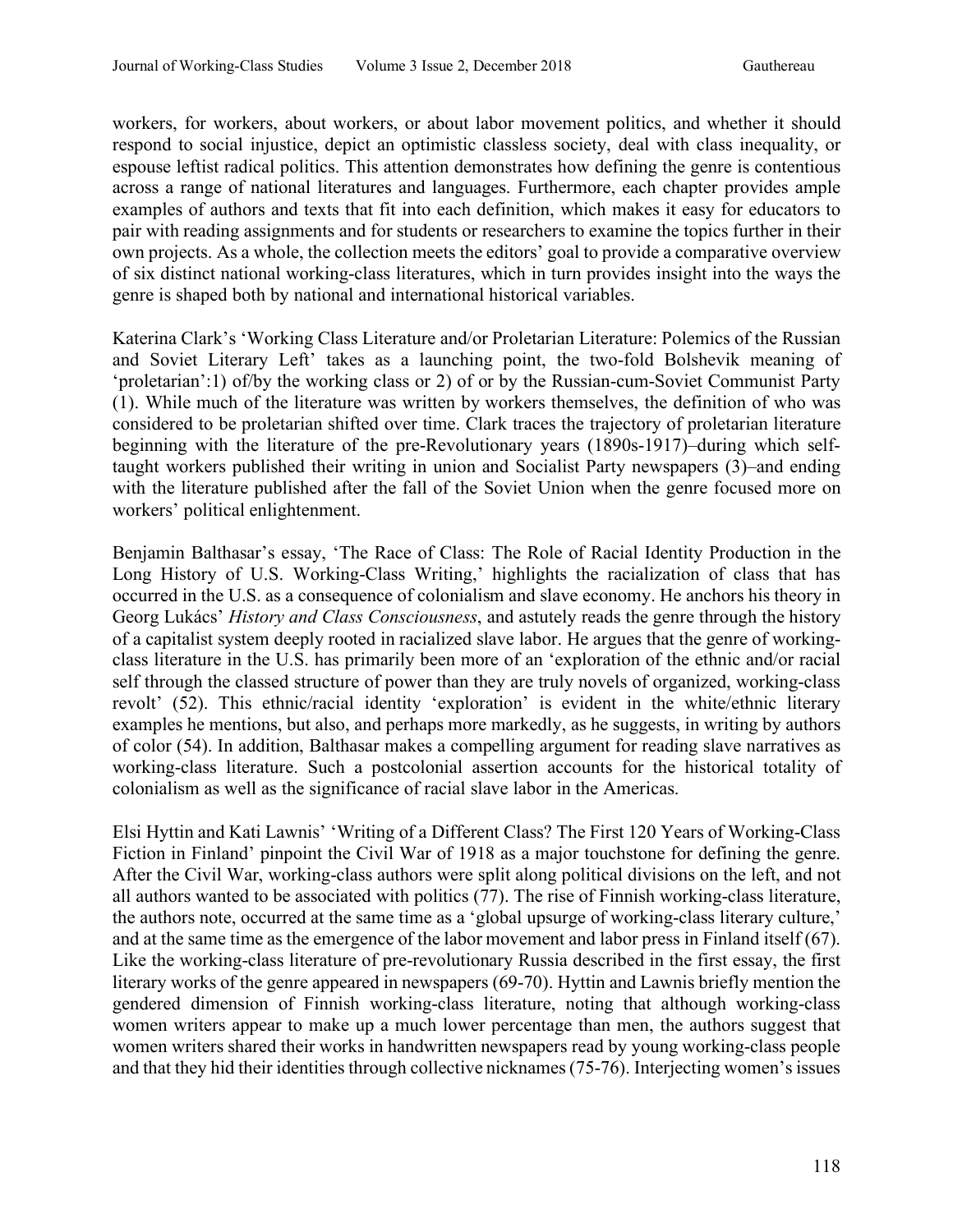workers, for workers, about workers, or about labor movement politics, and whether it should respond to social injustice, depict an optimistic classless society, deal with class inequality, or espouse leftist radical politics. This attention demonstrates how defining the genre is contentious across a range of national literatures and languages. Furthermore, each chapter provides ample examples of authors and texts that fit into each definition, which makes it easy for educators to pair with reading assignments and for students or researchers to examine the topics further in their own projects. As a whole, the collection meets the editors' goal to provide a comparative overview of six distinct national working-class literatures, which in turn provides insight into the ways the genre is shaped both by national and international historical variables.

Katerina Clark's 'Working Class Literature and/or Proletarian Literature: Polemics of the Russian and Soviet Literary Left' takes as a launching point, the two-fold Bolshevik meaning of 'proletarian':1) of/by the working class or 2) of or by the Russian-cum-Soviet Communist Party (1). While much of the literature was written by workers themselves, the definition of who was considered to be proletarian shifted over time. Clark traces the trajectory of proletarian literature beginning with the literature of the pre-Revolutionary years (1890s-1917)–during which self-taught workers published their writing in union and Socialist Party newspapers (3)–and ending with the literature published after the fall of the Soviet Union when the genre focused more on workers' political enlightenment.

Benjamin Balthasar's essay, 'The Race of Class: The Role of Racial Identity Production in the Long History of U.S. Working-Class Writing,' highlights the racialization of class that has occurred in the U.S. as a consequence of colonialism and slave economy. He anchors his theory in Georg Lukács' *History and Class Consciousness*, and astutely reads the genre through the history of a capitalist system deeply rooted in racialized slave labor. He argues that the genre of working-class literature in the U.S. has primarily been more of an 'exploration of the ethnic and/or racial self through the classed structure of power than they are truly novels of organized, working-class revolt' (52). This ethnic/racial identity 'exploration' is evident in the white/ethnic literary examples he mentions, but also, and perhaps more markedly, as he suggests, in writing by authors of color (54). In addition, Balthasar makes a compelling argument for reading slave narratives as working-class literature. Such a postcolonial assertion accounts for the historical totality of colonialism as well as the significance of racial slave labor in the Americas.

Elsi Hyttin and Kati Lawnis' 'Writing of a Different Class? The First 120 Years of Working-Class Fiction in Finland' pinpoint the Civil War of 1918 as a major touchstone for defining the genre. After the Civil War, working-class authors were split along political divisions on the left, and not all authors wanted to be associated with politics (77). The rise of Finnish working-class literature, the authors note, occurred at the same time as a 'global upsurge of working-class literary culture,' and at the same time as the emergence of the labor movement and labor press in Finland itself (67). Like the working-class literature of pre-revolutionary Russia described in the first essay, the first literary works of the genre appeared in newspapers (69-70). Hyttin and Lawnis briefly mention the gendered dimension of Finnish working-class literature, noting that although working-class women writers appear to make up a much lower percentage than men, the authors suggest that women writers shared their works in handwritten newspapers read by young working-class people and that they hid their identities through collective nicknames (75-76). Interjecting women's issues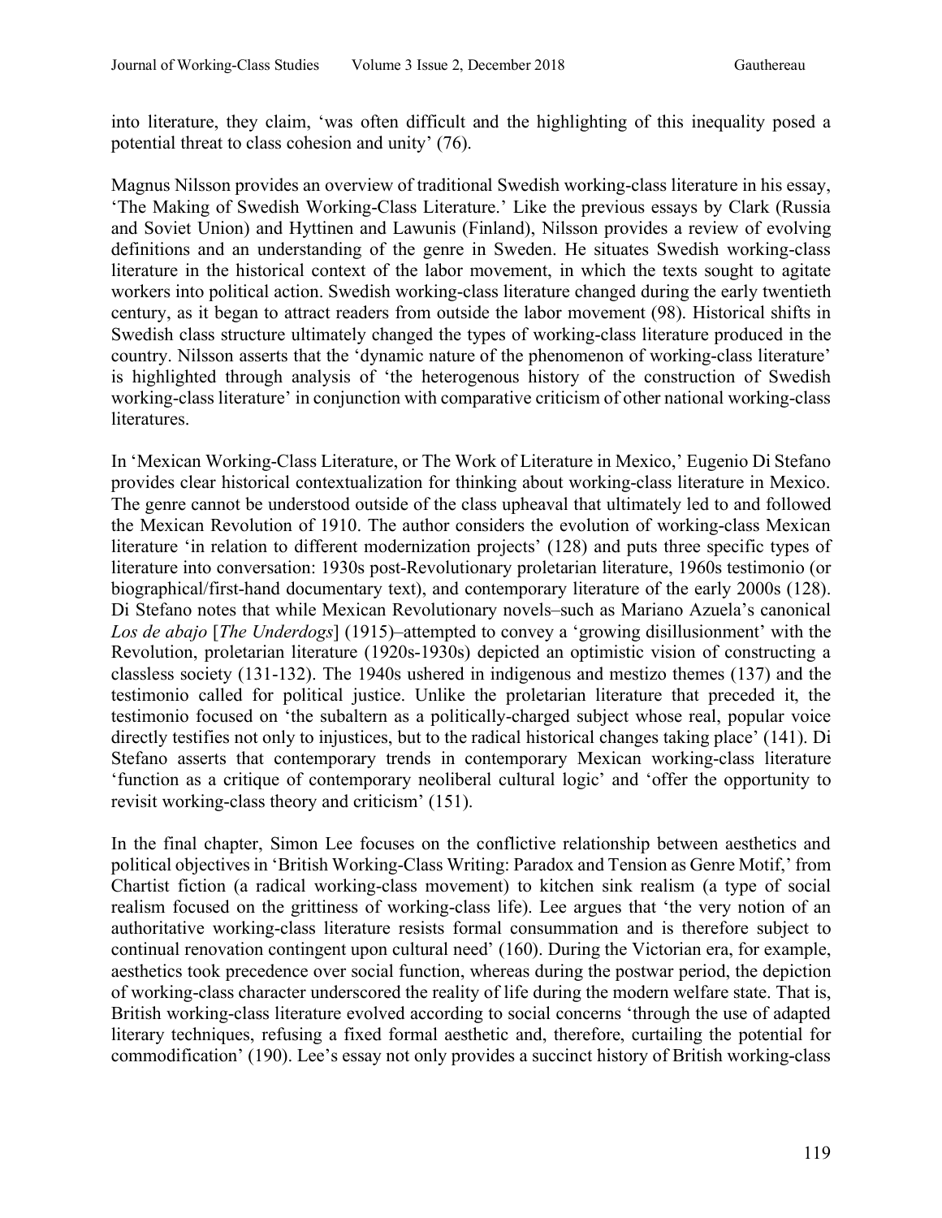into literature, they claim, 'was often difficult and the highlighting of this inequality posed a potential threat to class cohesion and unity' (76).

Magnus Nilsson provides an overview of traditional Swedish working-class literature in his essay, 'The Making of Swedish Working-Class Literature.' Like the previous essays by Clark (Russia and Soviet Union) and Hyttinen and Lawunis (Finland), Nilsson provides a review of evolving definitions and an understanding of the genre in Sweden. He situates Swedish working-class literature in the historical context of the labor movement, in which the texts sought to agitate workers into political action. Swedish working-class literature changed during the early twentieth century, as it began to attract readers from outside the labor movement (98). Historical shifts in Swedish class structure ultimately changed the types of working-class literature produced in the country. Nilsson asserts that the 'dynamic nature of the phenomenon of working-class literature' is highlighted through analysis of 'the heterogenous history of the construction of Swedish working-class literature' in conjunction with comparative criticism of other national working-class literatures.

In 'Mexican Working-Class Literature, or The Work of Literature in Mexico,' Eugenio Di Stefano provides clear historical contextualization for thinking about working-class literature in Mexico. The genre cannot be understood outside of the class upheaval that ultimately led to and followed the Mexican Revolution of 1910. The author considers the evolution of working-class Mexican literature 'in relation to different modernization projects' (128) and puts three specific types of literature into conversation: 1930s post-Revolutionary proletarian literature, 1960s testimonio (or biographical/first-hand documentary text), and contemporary literature of the early 2000s (128). Di Stefano notes that while Mexican Revolutionary novels–such as Mariano Azuela's canonical *Los de abajo* [*The Underdogs*] (1915)–attempted to convey a 'growing disillusionment' with the Revolution, proletarian literature (1920s-1930s) depicted an optimistic vision of constructing a classless society (131-132). The 1940s ushered in indigenous and mestizo themes (137) and the testimonio called for political justice. Unlike the proletarian literature that preceded it, the testimonio focused on 'the subaltern as a politically-charged subject whose real, popular voice directly testifies not only to injustices, but to the radical historical changes taking place' (141). Di Stefano asserts that contemporary trends in contemporary Mexican working-class literature 'function as a critique of contemporary neoliberal cultural logic' and 'offer the opportunity to revisit working-class theory and criticism' (151).

In the final chapter, Simon Lee focuses on the conflictive relationship between aesthetics and political objectives in 'British Working-Class Writing: Paradox and Tension as Genre Motif,' from Chartist fiction (a radical working-class movement) to kitchen sink realism (a type of social realism focused on the grittiness of working-class life). Lee argues that 'the very notion of an authoritative working-class literature resists formal consummation and is therefore subject to continual renovation contingent upon cultural need' (160). During the Victorian era, for example, aesthetics took precedence over social function, whereas during the postwar period, the depiction of working-class character underscored the reality of life during the modern welfare state. That is, British working-class literature evolved according to social concerns 'through the use of adapted literary techniques, refusing a fixed formal aesthetic and, therefore, curtailing the potential for commodification' (190). Lee's essay not only provides a succinct history of British working-class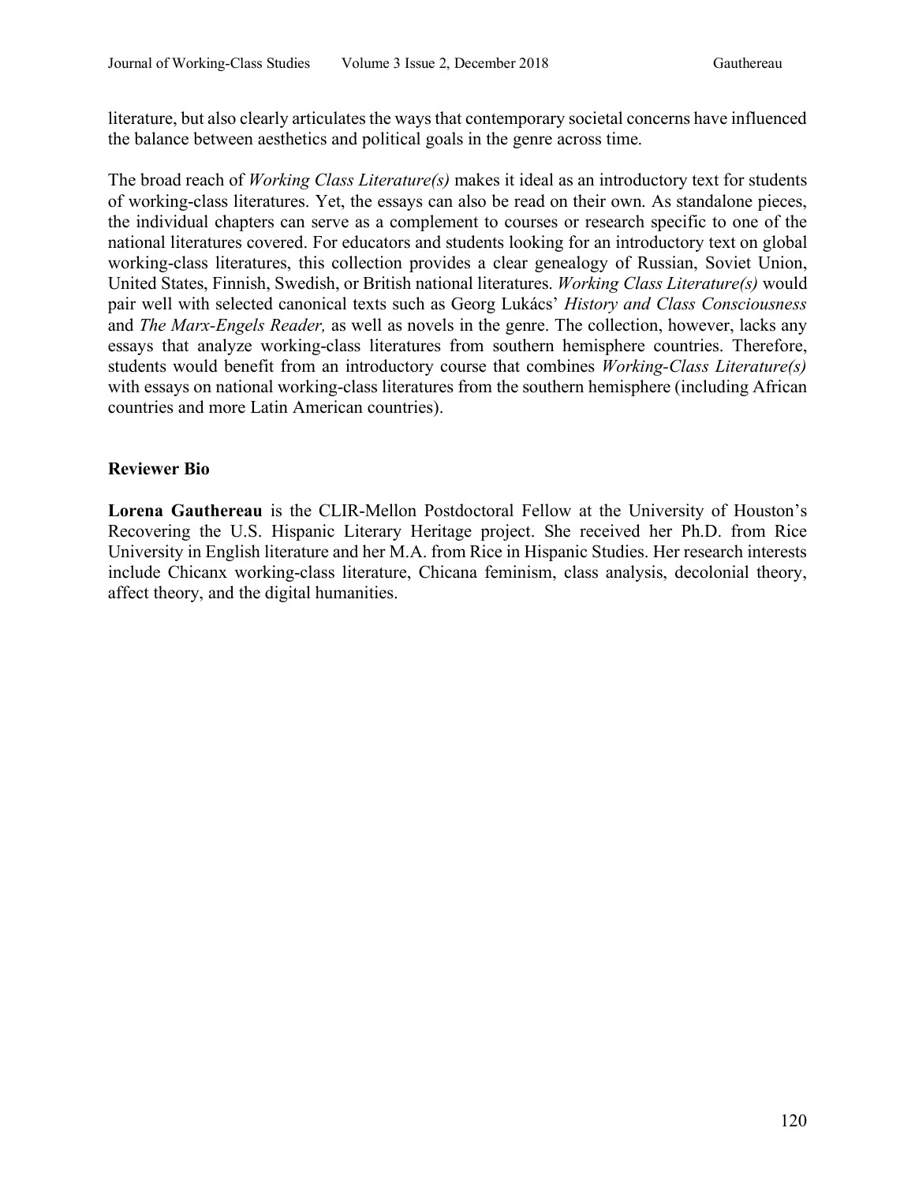literature, but also clearly articulates the ways that contemporary societal concerns have influenced the balance between aesthetics and political goals in the genre across time.

The broad reach of *Working Class Literature(s)* makes it ideal as an introductory text for students of working-class literatures. Yet, the essays can also be read on their own. As standalone pieces, the individual chapters can serve as a complement to courses or research specific to one of the national literatures covered. For educators and students looking for an introductory text on global working-class literatures, this collection provides a clear genealogy of Russian, Soviet Union, United States, Finnish, Swedish, or British national literatures. *Working Class Literature(s)* would pair well with selected canonical texts such as Georg Lukács' *History and Class Consciousness* and *The Marx-Engels Reader,* as well as novels in the genre. The collection, however, lacks any essays that analyze working-class literatures from southern hemisphere countries. Therefore, students would benefit from an introductory course that combines *Working-Class Literature(s)* with essays on national working-class literatures from the southern hemisphere (including African countries and more Latin American countries).

**Reviewer Bio**

**Lorena Gauthereau** is the CLIR-Mellon Postdoctoral Fellow at the University of Houston's Recovering the U.S. Hispanic Literary Heritage project. She received her Ph.D. from Rice University in English literature and her M.A. from Rice in Hispanic Studies. Her research interests include Chicanx working-class literature, Chicana feminism, class analysis, decolonial theory, affect theory, and the digital humanities.